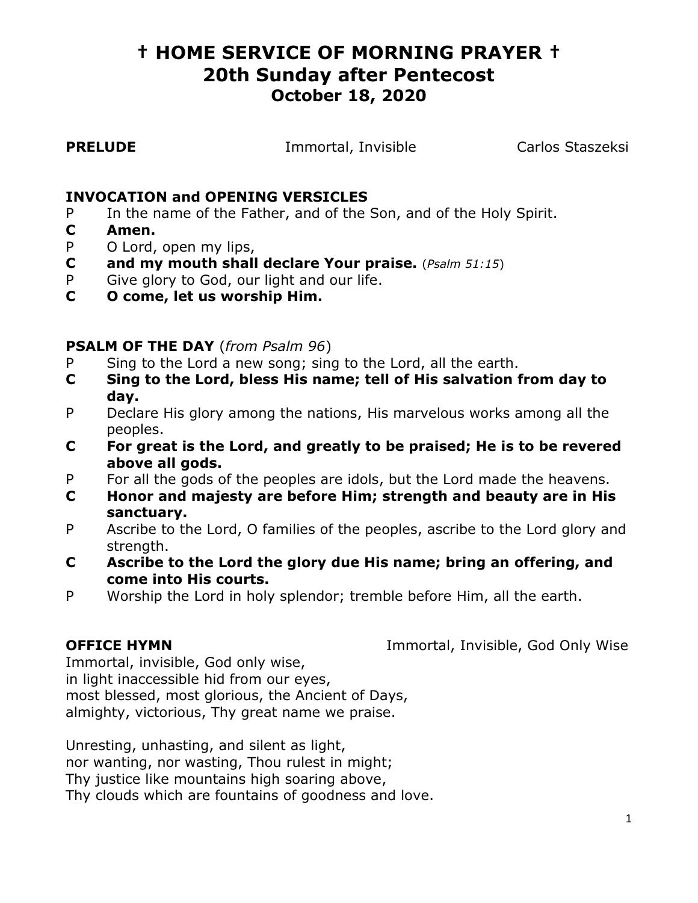# † HOME SERVICE OF MORNING PRAYER †
## 20th Sunday after Pentecost
### October 18, 2020

**PRELUDE** Immortal, Invisible Carlos Staszeksi

**INVOCATION and OPENING VERSICLES**

P In the name of the Father, and of the Son, and of the Holy Spirit.
**C Amen.**
P O Lord, open my lips,
**C and my mouth shall declare Your praise.** (*Psalm 51:15*)
P Give glory to God, our light and our life.
**C O come, let us worship Him.**

**PSALM OF THE DAY** (*from Psalm 96*)

P Sing to the Lord a new song; sing to the Lord, all the earth.
**C Sing to the Lord, bless His name; tell of His salvation from day to day.**
P Declare His glory among the nations, His marvelous works among all the peoples.
**C For great is the Lord, and greatly to be praised; He is to be revered above all gods.**
P For all the gods of the peoples are idols, but the Lord made the heavens.
**C Honor and majesty are before Him; strength and beauty are in His sanctuary.**
P Ascribe to the Lord, O families of the peoples, ascribe to the Lord glory and strength.
**C Ascribe to the Lord the glory due His name; bring an offering, and come into His courts.**
P Worship the Lord in holy splendor; tremble before Him, all the earth.

**OFFICE HYMN** Immortal, Invisible, God Only Wise

Immortal, invisible, God only wise,
in light inaccessible hid from our eyes,
most blessed, most glorious, the Ancient of Days,
almighty, victorious, Thy great name we praise.

Unresting, unhasting, and silent as light,
nor wanting, nor wasting, Thou rulest in might;
Thy justice like mountains high soaring above,
Thy clouds which are fountains of goodness and love.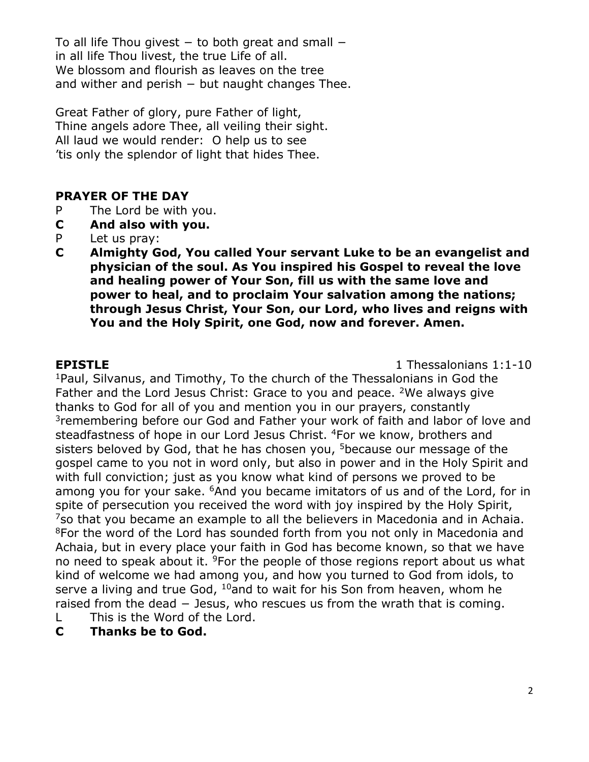To all life Thou givest − to both great and small −
in all life Thou livest, the true Life of all.
We blossom and flourish as leaves on the tree
and wither and perish − but naught changes Thee.

Great Father of glory, pure Father of light,
Thine angels adore Thee, all veiling their sight.
All laud we would render: O help us to see
'tis only the splendor of light that hides Thee.

**PRAYER OF THE DAY**

P The Lord be with you.
**C And also with you.**
P Let us pray:
**C Almighty God, You called Your servant Luke to be an evangelist and physician of the soul. As You inspired his Gospel to reveal the love and healing power of Your Son, fill us with the same love and power to heal, and to proclaim Your salvation among the nations; through Jesus Christ, Your Son, our Lord, who lives and reigns with You and the Holy Spirit, one God, now and forever. Amen.**

**EPISTLE** 1 Thessalonians 1:1-10

[1]Paul, Silvanus, and Timothy, To the church of the Thessalonians in God the Father and the Lord Jesus Christ: Grace to you and peace. [2]We always give thanks to God for all of you and mention you in our prayers, constantly [3]remembering before our God and Father your work of faith and labor of love and steadfastness of hope in our Lord Jesus Christ. [4]For we know, brothers and sisters beloved by God, that he has chosen you, [5]because our message of the gospel came to you not in word only, but also in power and in the Holy Spirit and with full conviction; just as you know what kind of persons we proved to be among you for your sake. [6]And you became imitators of us and of the Lord, for in spite of persecution you received the word with joy inspired by the Holy Spirit, [7]so that you became an example to all the believers in Macedonia and in Achaia. [8]For the word of the Lord has sounded forth from you not only in Macedonia and Achaia, but in every place your faith in God has become known, so that we have no need to speak about it. [9]For the people of those regions report about us what kind of welcome we had among you, and how you turned to God from idols, to serve a living and true God, [10]and to wait for his Son from heaven, whom he raised from the dead − Jesus, who rescues us from the wrath that is coming.

L This is the Word of the Lord.
**C Thanks be to God.**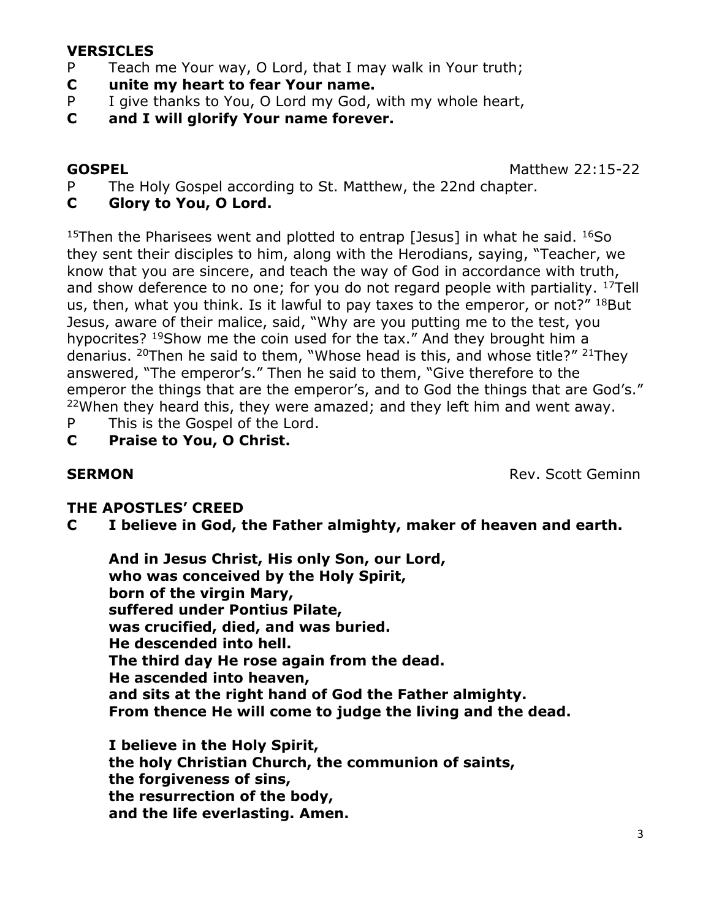**VERSICLES**

P Teach me Your way, O Lord, that I may walk in Your truth;
**C unite my heart to fear Your name.**
P I give thanks to You, O Lord my God, with my whole heart,
**C and I will glorify Your name forever.**

**GOSPEL** Matthew 22:15-22

P The Holy Gospel according to St. Matthew, the 22nd chapter.
**C Glory to You, O Lord.**

15Then the Pharisees went and plotted to entrap [Jesus] in what he said. 16So they sent their disciples to him, along with the Herodians, saying, "Teacher, we know that you are sincere, and teach the way of God in accordance with truth, and show deference to no one; for you do not regard people with partiality. 17Tell us, then, what you think. Is it lawful to pay taxes to the emperor, or not?" 18But Jesus, aware of their malice, said, "Why are you putting me to the test, you hypocrites? 19Show me the coin used for the tax." And they brought him a denarius. 20Then he said to them, "Whose head is this, and whose title?" 21They answered, "The emperor's." Then he said to them, "Give therefore to the emperor the things that are the emperor's, and to God the things that are God's." 22When they heard this, they were amazed; and they left him and went away.

P This is the Gospel of the Lord.
**C Praise to You, O Christ.**

**SERMON** Rev. Scott Geminn

**THE APOSTLES' CREED**

**C I believe in God, the Father almighty, maker of heaven and earth.**

**And in Jesus Christ, His only Son, our Lord,
who was conceived by the Holy Spirit,
born of the virgin Mary,
suffered under Pontius Pilate,
was crucified, died, and was buried.
He descended into hell.
The third day He rose again from the dead.
He ascended into heaven,
and sits at the right hand of God the Father almighty.
From thence He will come to judge the living and the dead.**

**I believe in the Holy Spirit,
the holy Christian Church, the communion of saints,
the forgiveness of sins,
the resurrection of the body,
and the life everlasting. Amen.**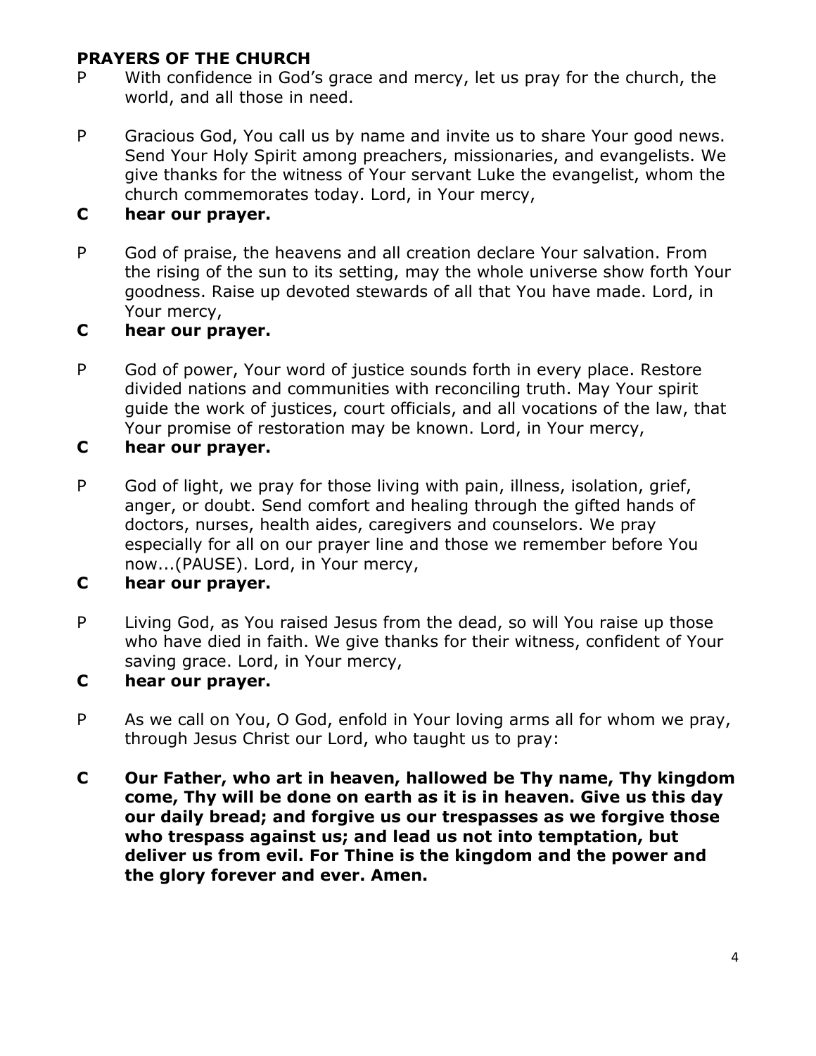**PRAYERS OF THE CHURCH**

P With confidence in God's grace and mercy, let us pray for the church, the world, and all those in need.

P Gracious God, You call us by name and invite us to share Your good news. Send Your Holy Spirit among preachers, missionaries, and evangelists. We give thanks for the witness of Your servant Luke the evangelist, whom the church commemorates today. Lord, in Your mercy,

**C hear our prayer.**

P God of praise, the heavens and all creation declare Your salvation. From the rising of the sun to its setting, may the whole universe show forth Your goodness. Raise up devoted stewards of all that You have made. Lord, in Your mercy,

**C hear our prayer.**

P God of power, Your word of justice sounds forth in every place. Restore divided nations and communities with reconciling truth. May Your spirit guide the work of justices, court officials, and all vocations of the law, that Your promise of restoration may be known. Lord, in Your mercy,

**C hear our prayer.**

P God of light, we pray for those living with pain, illness, isolation, grief, anger, or doubt. Send comfort and healing through the gifted hands of doctors, nurses, health aides, caregivers and counselors. We pray especially for all on our prayer line and those we remember before You now...(PAUSE). Lord, in Your mercy,

**C hear our prayer.**

P Living God, as You raised Jesus from the dead, so will You raise up those who have died in faith. We give thanks for their witness, confident of Your saving grace. Lord, in Your mercy,

**C hear our prayer.**

P As we call on You, O God, enfold in Your loving arms all for whom we pray, through Jesus Christ our Lord, who taught us to pray:

**C Our Father, who art in heaven, hallowed be Thy name, Thy kingdom come, Thy will be done on earth as it is in heaven. Give us this day our daily bread; and forgive us our trespasses as we forgive those who trespass against us; and lead us not into temptation, but deliver us from evil. For Thine is the kingdom and the power and the glory forever and ever. Amen.**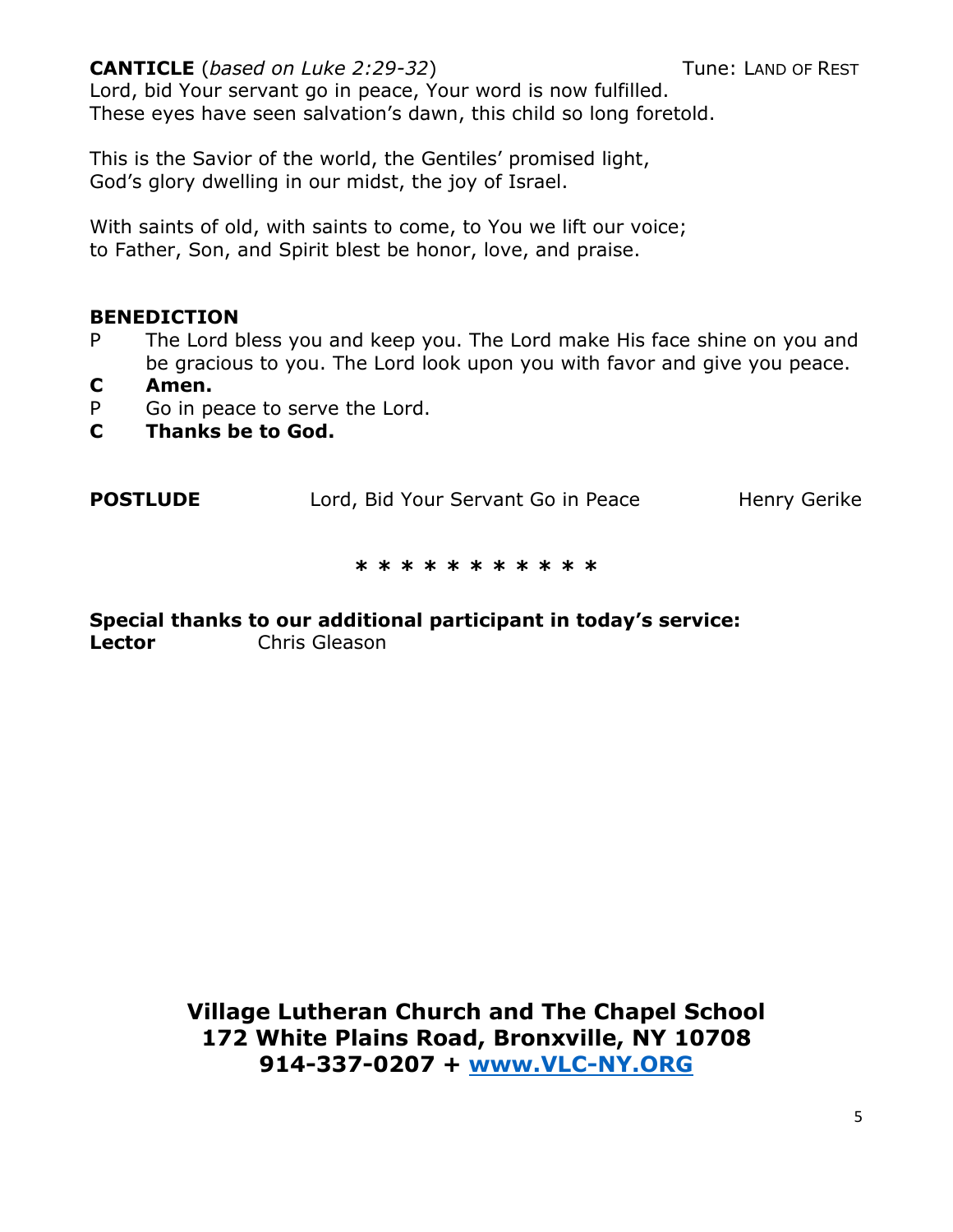**CANTICLE** (*based on Luke 2:29-32*) Tune: LAND OF REST

Lord, bid Your servant go in peace, Your word is now fulfilled.
These eyes have seen salvation's dawn, this child so long foretold.

This is the Savior of the world, the Gentiles' promised light,
God's glory dwelling in our midst, the joy of Israel.

With saints of old, with saints to come, to You we lift our voice;
to Father, Son, and Spirit blest be honor, love, and praise.

**BENEDICTION**

P The Lord bless you and keep you. The Lord make His face shine on you and be gracious to you. The Lord look upon you with favor and give you peace.

**C Amen.**

P Go in peace to serve the Lord.

**C Thanks be to God.**

**POSTLUDE** Lord, Bid Your Servant Go in Peace Henry Gerike

* * * * * * * * * * *

**Special thanks to our additional participant in today's service:**
**Lector** Chris Gleason

**Village Lutheran Church and The Chapel School**
**172 White Plains Road, Bronxville, NY 10708**
**914-337-0207 + [www.VLC-NY.ORG](http://www.VLC-NY.ORG)**